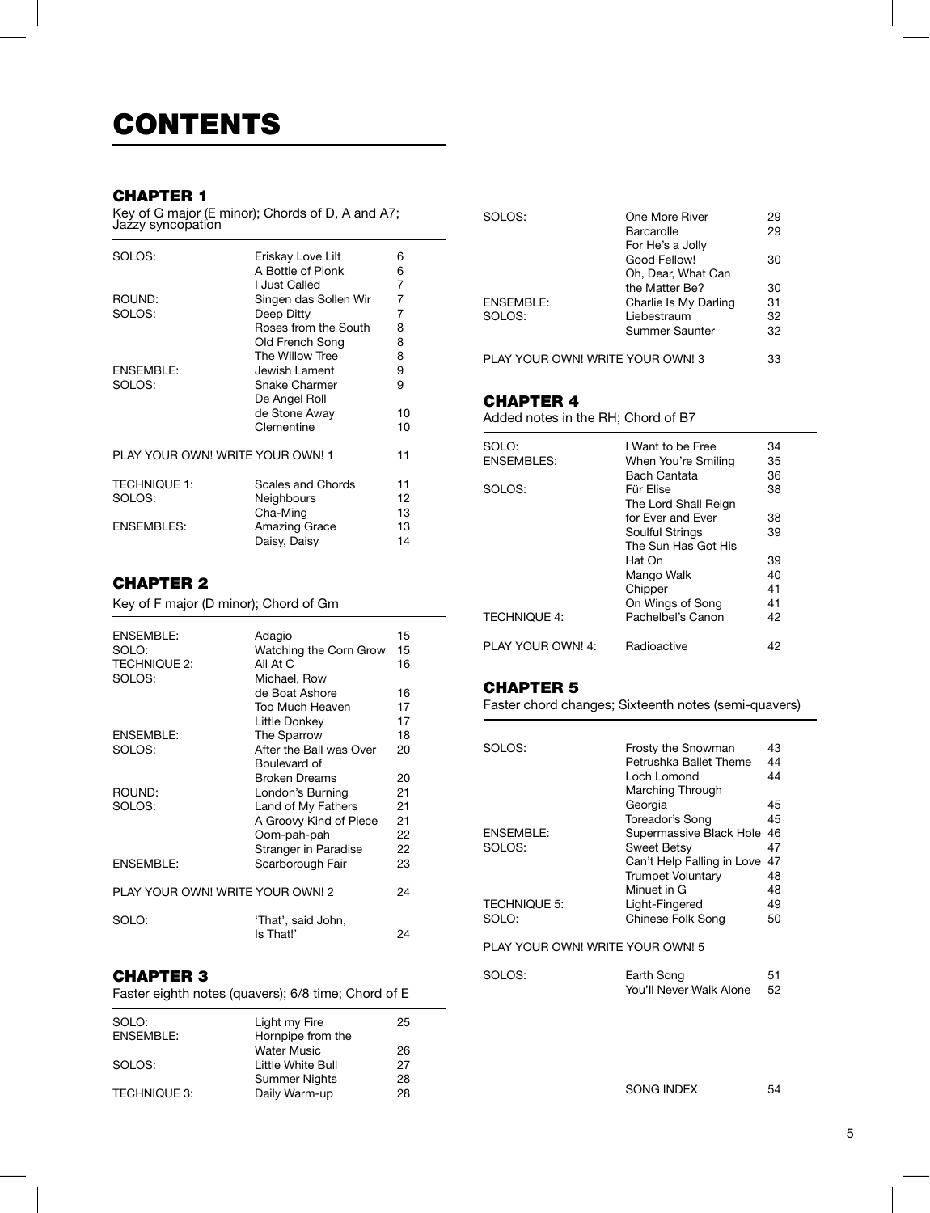# CONTENTS

## CHAPTER 1

Key of G major (E minor); Chords of D, A and A7; Jazzy syncopation

| | | |
|---|---|---|
| SOLOS: | Eriskay Love Lilt | 6 |
| | A Bottle of Plonk | 6 |
| | I Just Called | 7 |
| ROUND: | Singen das Sollen Wir | 7 |
| SOLOS: | Deep Ditty | 7 |
| | Roses from the South | 8 |
| | Old French Song | 8 |
| | The Willow Tree | 8 |
| ENSEMBLE: | Jewish Lament | 9 |
| SOLOS: | Snake Charmer | 9 |
| | De Angel Roll de Stone Away | 10 |
| | Clementine | 10 |

PLAY YOUR OWN! WRITE YOUR OWN! 1 — 11

| | | |
|---|---|---|
| TECHNIQUE 1: | Scales and Chords | 11 |
| SOLOS: | Neighbours | 12 |
| | Cha-Ming | 13 |
| ENSEMBLES: | Amazing Grace | 13 |
| | Daisy, Daisy | 14 |

## CHAPTER 2

Key of F major (D minor); Chord of Gm

| | | |
|---|---|---|
| ENSEMBLE: | Adagio | 15 |
| SOLO: | Watching the Corn Grow | 15 |
| TECHNIQUE 2: | All At C | 16 |
| SOLOS: | Michael, Row de Boat Ashore | 16 |
| | Too Much Heaven | 17 |
| | Little Donkey | 17 |
| ENSEMBLE: | The Sparrow | 18 |
| SOLOS: | After the Ball was Over | 20 |
| | Boulevard of Broken Dreams | 20 |
| ROUND: | London's Burning | 21 |
| SOLOS: | Land of My Fathers | 21 |
| | A Groovy Kind of Piece | 21 |
| | Oom-pah-pah | 22 |
| | Stranger in Paradise | 22 |
| ENSEMBLE: | Scarborough Fair | 23 |

PLAY YOUR OWN! WRITE YOUR OWN! 2 — 24

| | | |
|---|---|---|
| SOLO: | 'That', said John, Is That!' | 24 |

## CHAPTER 3

Faster eighth notes (quavers); 6/8 time; Chord of E

| | | |
|---|---|---|
| SOLO: | Light my Fire | 25 |
| ENSEMBLE: | Hornpipe from the Water Music | 26 |
| SOLOS: | Little White Bull | 27 |
| | Summer Nights | 28 |
| TECHNIQUE 3: | Daily Warm-up | 28 |
| SOLOS: | One More River | 29 |
| | Barcarolle | 29 |
| | For He's a Jolly Good Fellow! | 30 |
| | Oh, Dear, What Can the Matter Be? | 30 |
| ENSEMBLE: | Charlie Is My Darling | 31 |
| SOLOS: | Liebestraum | 32 |
| | Summer Saunter | 32 |

PLAY YOUR OWN! WRITE YOUR OWN! 3 — 33

## CHAPTER 4

Added notes in the RH; Chord of B7

| | | |
|---|---|---|
| SOLO: | I Want to be Free | 34 |
| ENSEMBLES: | When You're Smiling | 35 |
| | Bach Cantata | 36 |
| SOLOS: | Für Elise | 38 |
| | The Lord Shall Reign for Ever and Ever | 38 |
| | Soulful Strings | 39 |
| | The Sun Has Got His Hat On | 39 |
| | Mango Walk | 40 |
| | Chipper | 41 |
| | On Wings of Song | 41 |
| TECHNIQUE 4: | Pachelbel's Canon | 42 |
| PLAY YOUR OWN! 4: | Radioactive | 42 |

## CHAPTER 5

Faster chord changes; Sixteenth notes (semi-quavers)

| | | |
|---|---|---|
| SOLOS: | Frosty the Snowman | 43 |
| | Petrushka Ballet Theme | 44 |
| | Loch Lomond | 44 |
| | Marching Through Georgia | 45 |
| | Toreador's Song | 45 |
| ENSEMBLE: | Supermassive Black Hole | 46 |
| SOLOS: | Sweet Betsy | 47 |
| | Can't Help Falling in Love | 47 |
| | Trumpet Voluntary | 48 |
| | Minuet in G | 48 |
| TECHNIQUE 5: | Light-Fingered | 49 |
| SOLO: | Chinese Folk Song | 50 |

PLAY YOUR OWN! WRITE YOUR OWN! 5

| | | |
|---|---|---|
| SOLOS: | Earth Song | 51 |
| | You'll Never Walk Alone | 52 |

SONG INDEX — 54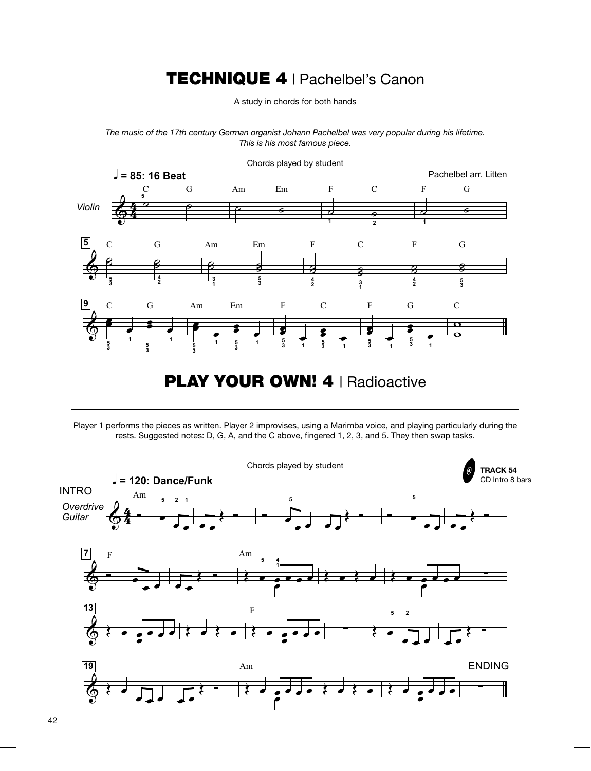# TECHNIQUE 4 | Pachelbel's Canon

A study in chords for both hands

---

*The music of the 17th century German organist Johann Pachelbel was very popular during his lifetime. This is his most famous piece.*

Chords played by student

♩ = 85: 16 Beat

Pachelbel arr. Litten

# PLAY YOUR OWN! 4 | Radioactive

---

Player 1 performs the pieces as written. Player 2 improvises, using a Marimba voice, and playing particularly during the rests. Suggested notes: D, G, A, and the C above, fingered 1, 2, 3, and 5. They then swap tasks.

Chords played by student

TRACK 54
CD Intro 8 bars

♩ = 120: Dance/Funk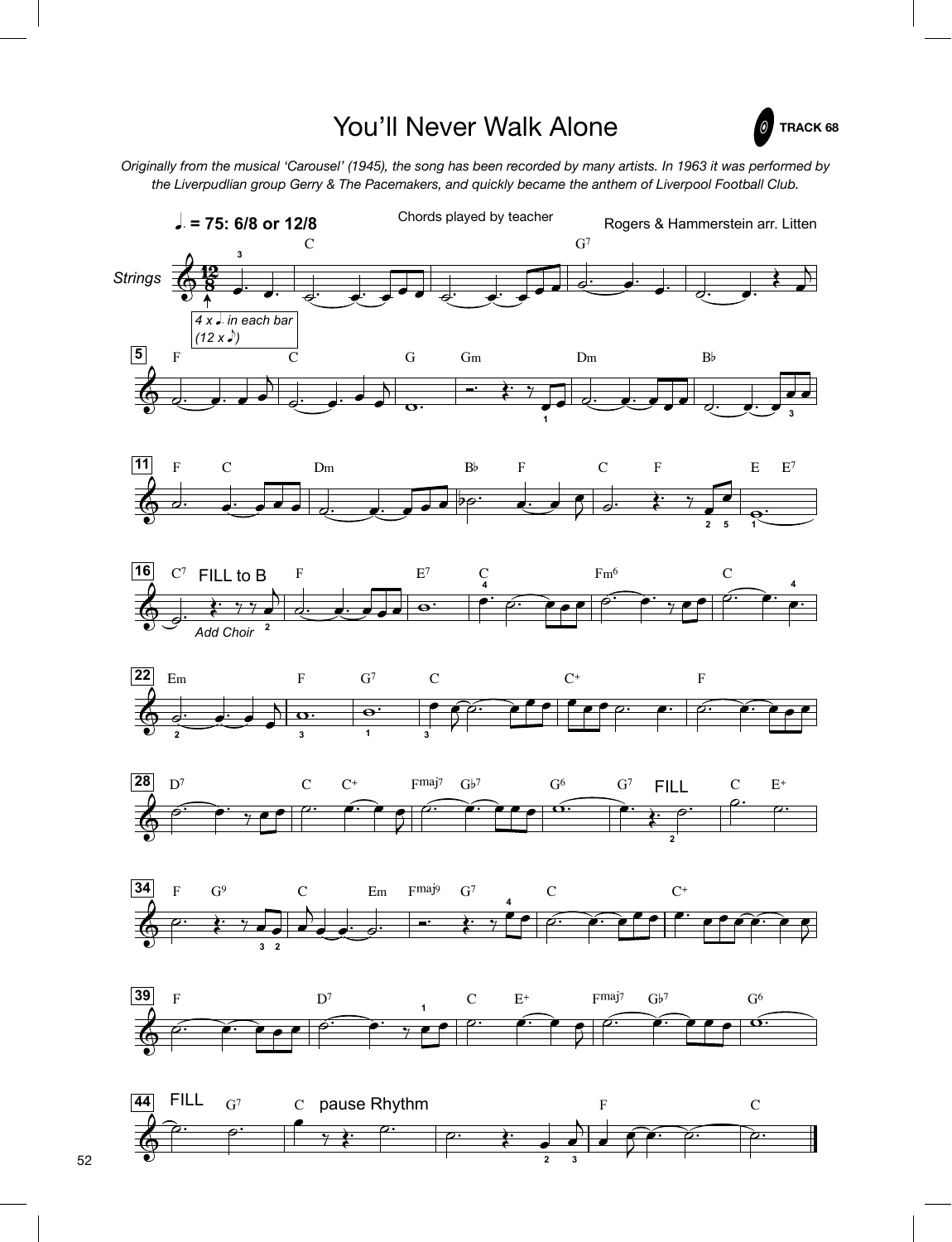# You'll Never Walk Alone

TRACK 68

*Originally from the musical 'Carousel' (1945), the song has been recorded by many artists. In 1963 it was performed by the Liverpudlian group Gerry & The Pacemakers, and quickly became the anthem of Liverpool Football Club.*